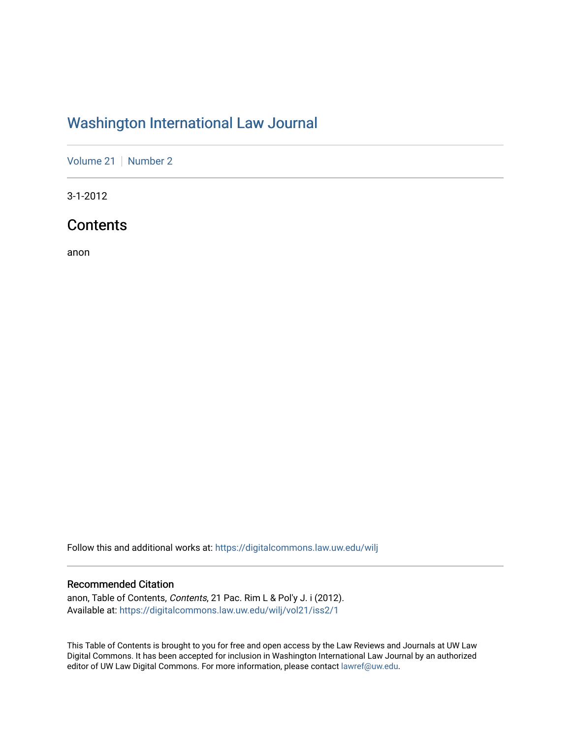# Washington International Law Journal

Volume 21 | Number 2

3-1-2012

## Contents

anon

Follow this and additional works at: https://digitalcommons.law.uw.edu/wilj

### Recommended Citation

anon, Table of Contents, *Contents*, 21 Pac. Rim L & Pol'y J. i (2012).
Available at: https://digitalcommons.law.uw.edu/wilj/vol21/iss2/1

This Table of Contents is brought to you for free and open access by the Law Reviews and Journals at UW Law Digital Commons. It has been accepted for inclusion in Washington International Law Journal by an authorized editor of UW Law Digital Commons. For more information, please contact lawref@uw.edu.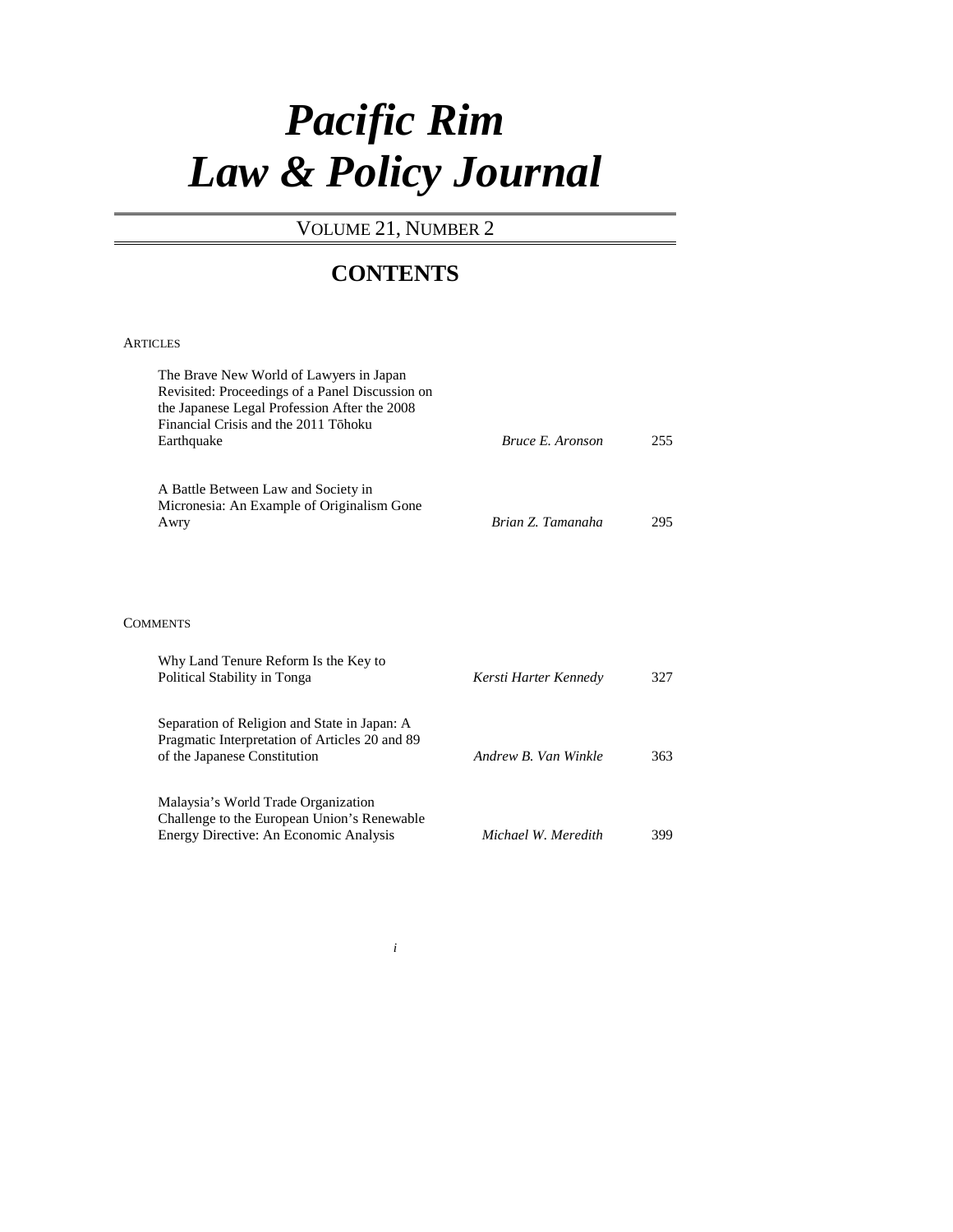# *Pacific Rim Law & Policy Journal*

VOLUME 21, NUMBER 2

## CONTENTS

ARTICLES

| | | |
|---|---|---|
| The Brave New World of Lawyers in Japan Revisited: Proceedings of a Panel Discussion on the Japanese Legal Profession After the 2008 Financial Crisis and the 2011 Tōhoku Earthquake | *Bruce E. Aronson* | 255 |
| A Battle Between Law and Society in Micronesia: An Example of Originalism Gone Awry | *Brian Z. Tamanaha* | 295 |

COMMENTS

| | | |
|---|---|---|
| Why Land Tenure Reform Is the Key to Political Stability in Tonga | *Kersti Harter Kennedy* | 327 |
| Separation of Religion and State in Japan: A Pragmatic Interpretation of Articles 20 and 89 of the Japanese Constitution | *Andrew B. Van Winkle* | 363 |
| Malaysia's World Trade Organization Challenge to the European Union's Renewable Energy Directive: An Economic Analysis | *Michael W. Meredith* | 399 |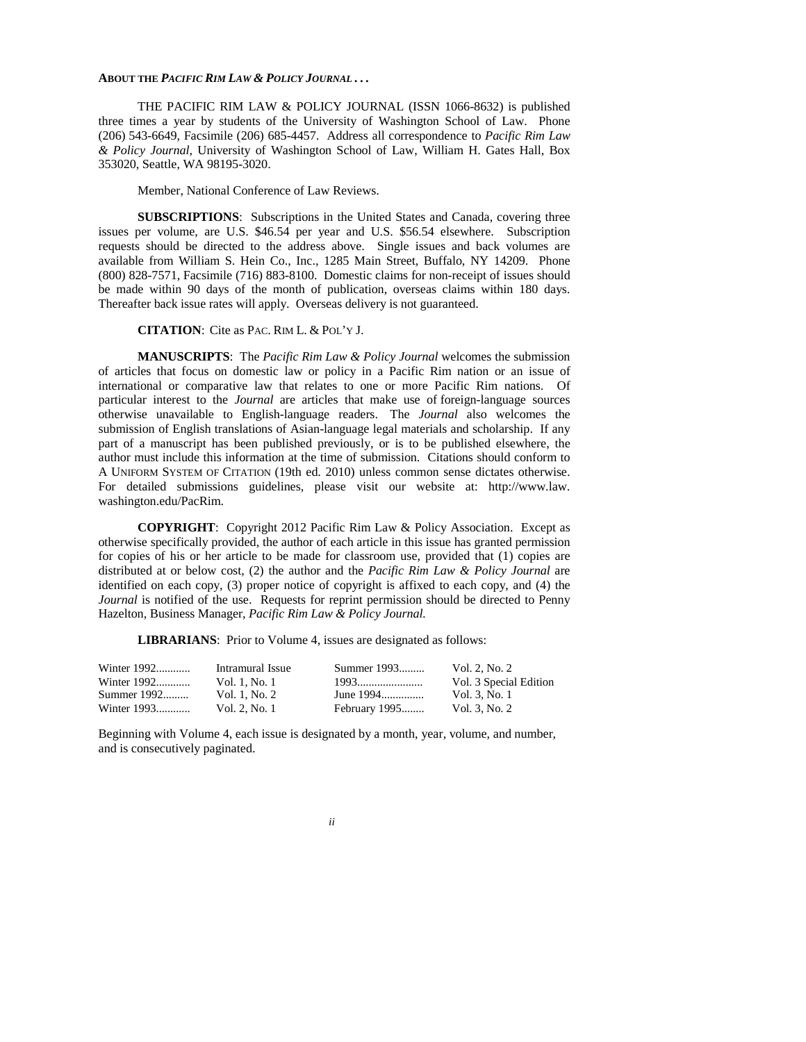**ABOUT THE *PACIFIC RIM LAW & POLICY JOURNAL . . .***

THE PACIFIC RIM LAW & POLICY JOURNAL (ISSN 1066-8632) is published three times a year by students of the University of Washington School of Law. Phone (206) 543-6649, Facsimile (206) 685-4457. Address all correspondence to *Pacific Rim Law & Policy Journal*, University of Washington School of Law, William H. Gates Hall, Box 353020, Seattle, WA 98195-3020.

Member, National Conference of Law Reviews.

**SUBSCRIPTIONS**: Subscriptions in the United States and Canada, covering three issues per volume, are U.S. $46.54 per year and U.S. $56.54 elsewhere. Subscription requests should be directed to the address above. Single issues and back volumes are available from William S. Hein Co., Inc., 1285 Main Street, Buffalo, NY 14209. Phone (800) 828-7571, Facsimile (716) 883-8100. Domestic claims for non-receipt of issues should be made within 90 days of the month of publication, overseas claims within 180 days. Thereafter back issue rates will apply. Overseas delivery is not guaranteed.

**CITATION**: Cite as PAC. RIM L. & POL'Y J.

**MANUSCRIPTS**: The *Pacific Rim Law & Policy Journal* welcomes the submission of articles that focus on domestic law or policy in a Pacific Rim nation or an issue of international or comparative law that relates to one or more Pacific Rim nations. Of particular interest to the *Journal* are articles that make use of foreign-language sources otherwise unavailable to English-language readers. The *Journal* also welcomes the submission of English translations of Asian-language legal materials and scholarship. If any part of a manuscript has been published previously, or is to be published elsewhere, the author must include this information at the time of submission. Citations should conform to A UNIFORM SYSTEM OF CITATION (19th ed. 2010) unless common sense dictates otherwise. For detailed submissions guidelines, please visit our website at: http://www.law.washington.edu/PacRim.

**COPYRIGHT**: Copyright 2012 Pacific Rim Law & Policy Association. Except as otherwise specifically provided, the author of each article in this issue has granted permission for copies of his or her article to be made for classroom use, provided that (1) copies are distributed at or below cost, (2) the author and the *Pacific Rim Law & Policy Journal* are identified on each copy, (3) proper notice of copyright is affixed to each copy, and (4) the *Journal* is notified of the use. Requests for reprint permission should be directed to Penny Hazelton, Business Manager, *Pacific Rim Law & Policy Journal.*

**LIBRARIANS**: Prior to Volume 4, issues are designated as follows:

| | | | |
|---|---|---|---|
| Winter 1992............ | Intramural Issue | Summer 1993......... | Vol. 2, No. 2 |
| Winter 1992............ | Vol. 1, No. 1 | 1993....................... | Vol. 3 Special Edition |
| Summer 1992......... | Vol. 1, No. 2 | June 1994............... | Vol. 3, No. 1 |
| Winter 1993............ | Vol. 2, No. 1 | February 1995........ | Vol. 3, No. 2 |

Beginning with Volume 4, each issue is designated by a month, year, volume, and number, and is consecutively paginated.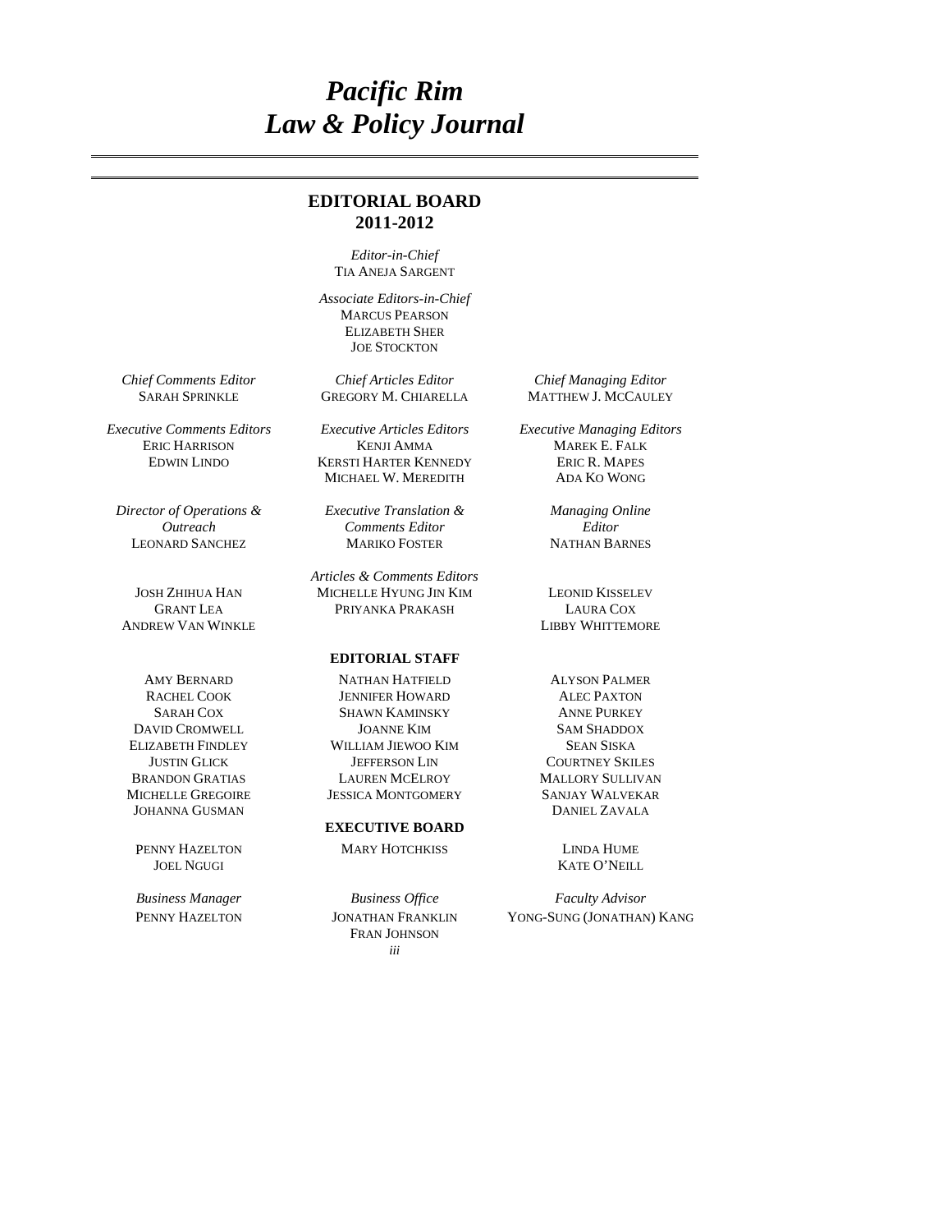# *Pacific Rim Law & Policy Journal*

## EDITORIAL BOARD
## 2011-2012

*Editor-in-Chief*
TIA ANEJA SARGENT

*Associate Editors-in-Chief*
MARCUS PEARSON
ELIZABETH SHER
JOE STOCKTON

*Chief Comments Editor*
SARAH SPRINKLE

*Chief Articles Editor*
GREGORY M. CHIARELLA

*Chief Managing Editor*
MATTHEW J. MCCAULEY

*Executive Comments Editors*
ERIC HARRISON
EDWIN LINDO

*Executive Articles Editors*
KENJI AMMA
KERSTI HARTER KENNEDY
MICHAEL W. MEREDITH

*Executive Managing Editors*
MAREK E. FALK
ERIC R. MAPES
ADA KO WONG

*Director of Operations & Outreach*
LEONARD SANCHEZ

*Executive Translation & Comments Editor*
MARIKO FOSTER

*Managing Online Editor*
NATHAN BARNES

*Articles & Comments Editors*
JOSH ZHIHUA HAN
GRANT LEA
ANDREW VAN WINKLE
MICHELLE HYUNG JIN KIM
PRIYANKA PRAKASH
LEONID KISSELEV
LAURA COX
LIBBY WHITTEMORE

### EDITORIAL STAFF

AMY BERNARD
RACHEL COOK
SARAH COX
DAVID CROMWELL
ELIZABETH FINDLEY
JUSTIN GLICK
BRANDON GRATIAS
MICHELLE GREGOIRE
JOHANNA GUSMAN
NATHAN HATFIELD
JENNIFER HOWARD
SHAWN KAMINSKY
JOANNE KIM
WILLIAM JIEWOO KIM
JEFFERSON LIN
LAUREN MCELROY
JESSICA MONTGOMERY
ALYSON PALMER
ALEC PAXTON
ANNE PURKEY
SAM SHADDOX
SEAN SISKA
COURTNEY SKILES
MALLORY SULLIVAN
SANJAY WALVEKAR
DANIEL ZAVALA

### EXECUTIVE BOARD

PENNY HAZELTON
JOEL NGUGI
MARY HOTCHKISS
LINDA HUME
KATE O'NEILL

*Business Manager*
PENNY HAZELTON

*Business Office*
JONATHAN FRANKLIN
FRAN JOHNSON

*Faculty Advisor*
YONG-SUNG (JONATHAN) KANG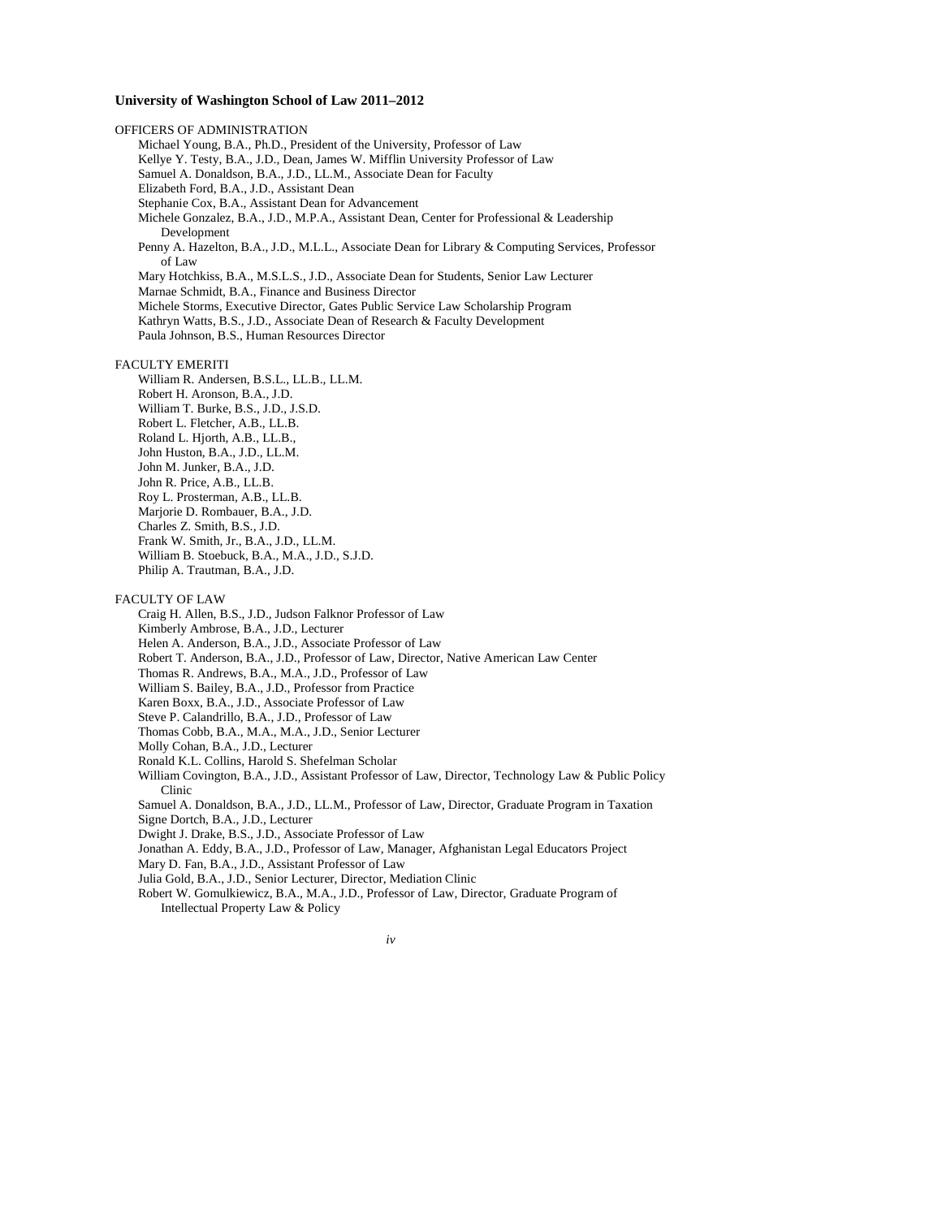**University of Washington School of Law 2011–2012**

OFFICERS OF ADMINISTRATION

- Michael Young, B.A., Ph.D., President of the University, Professor of Law
- Kellye Y. Testy, B.A., J.D., Dean, James W. Mifflin University Professor of Law
- Samuel A. Donaldson, B.A., J.D., LL.M., Associate Dean for Faculty
- Elizabeth Ford, B.A., J.D., Assistant Dean
- Stephanie Cox, B.A., Assistant Dean for Advancement
- Michele Gonzalez, B.A., J.D., M.P.A., Assistant Dean, Center for Professional & Leadership Development
- Penny A. Hazelton, B.A., J.D., M.L.L., Associate Dean for Library & Computing Services, Professor of Law
- Mary Hotchkiss, B.A., M.S.L.S., J.D., Associate Dean for Students, Senior Law Lecturer
- Marnae Schmidt, B.A., Finance and Business Director
- Michele Storms, Executive Director, Gates Public Service Law Scholarship Program
- Kathryn Watts, B.S., J.D., Associate Dean of Research & Faculty Development
- Paula Johnson, B.S., Human Resources Director

FACULTY EMERITI

- William R. Andersen, B.S.L., LL.B., LL.M.
- Robert H. Aronson, B.A., J.D.
- William T. Burke, B.S., J.D., J.S.D.
- Robert L. Fletcher, A.B., LL.B.
- Roland L. Hjorth, A.B., LL.B.,
- John Huston, B.A., J.D., LL.M.
- John M. Junker, B.A., J.D.
- John R. Price, A.B., LL.B.
- Roy L. Prosterman, A.B., LL.B.
- Marjorie D. Rombauer, B.A., J.D.
- Charles Z. Smith, B.S., J.D.
- Frank W. Smith, Jr., B.A., J.D., LL.M.
- William B. Stoebuck, B.A., M.A., J.D., S.J.D.
- Philip A. Trautman, B.A., J.D.

FACULTY OF LAW

- Craig H. Allen, B.S., J.D., Judson Falknor Professor of Law
- Kimberly Ambrose, B.A., J.D., Lecturer
- Helen A. Anderson, B.A., J.D., Associate Professor of Law
- Robert T. Anderson, B.A., J.D., Professor of Law, Director, Native American Law Center
- Thomas R. Andrews, B.A., M.A., J.D., Professor of Law
- William S. Bailey, B.A., J.D., Professor from Practice
- Karen Boxx, B.A., J.D., Associate Professor of Law
- Steve P. Calandrillo, B.A., J.D., Professor of Law
- Thomas Cobb, B.A., M.A., M.A., J.D., Senior Lecturer
- Molly Cohan, B.A., J.D., Lecturer
- Ronald K.L. Collins, Harold S. Shefelman Scholar
- William Covington, B.A., J.D., Assistant Professor of Law, Director, Technology Law & Public Policy Clinic
- Samuel A. Donaldson, B.A., J.D., LL.M., Professor of Law, Director, Graduate Program in Taxation
- Signe Dortch, B.A., J.D., Lecturer
- Dwight J. Drake, B.S., J.D., Associate Professor of Law
- Jonathan A. Eddy, B.A., J.D., Professor of Law, Manager, Afghanistan Legal Educators Project
- Mary D. Fan, B.A., J.D., Assistant Professor of Law
- Julia Gold, B.A., J.D., Senior Lecturer, Director, Mediation Clinic
- Robert W. Gomulkiewicz, B.A., M.A., J.D., Professor of Law, Director, Graduate Program of Intellectual Property Law & Policy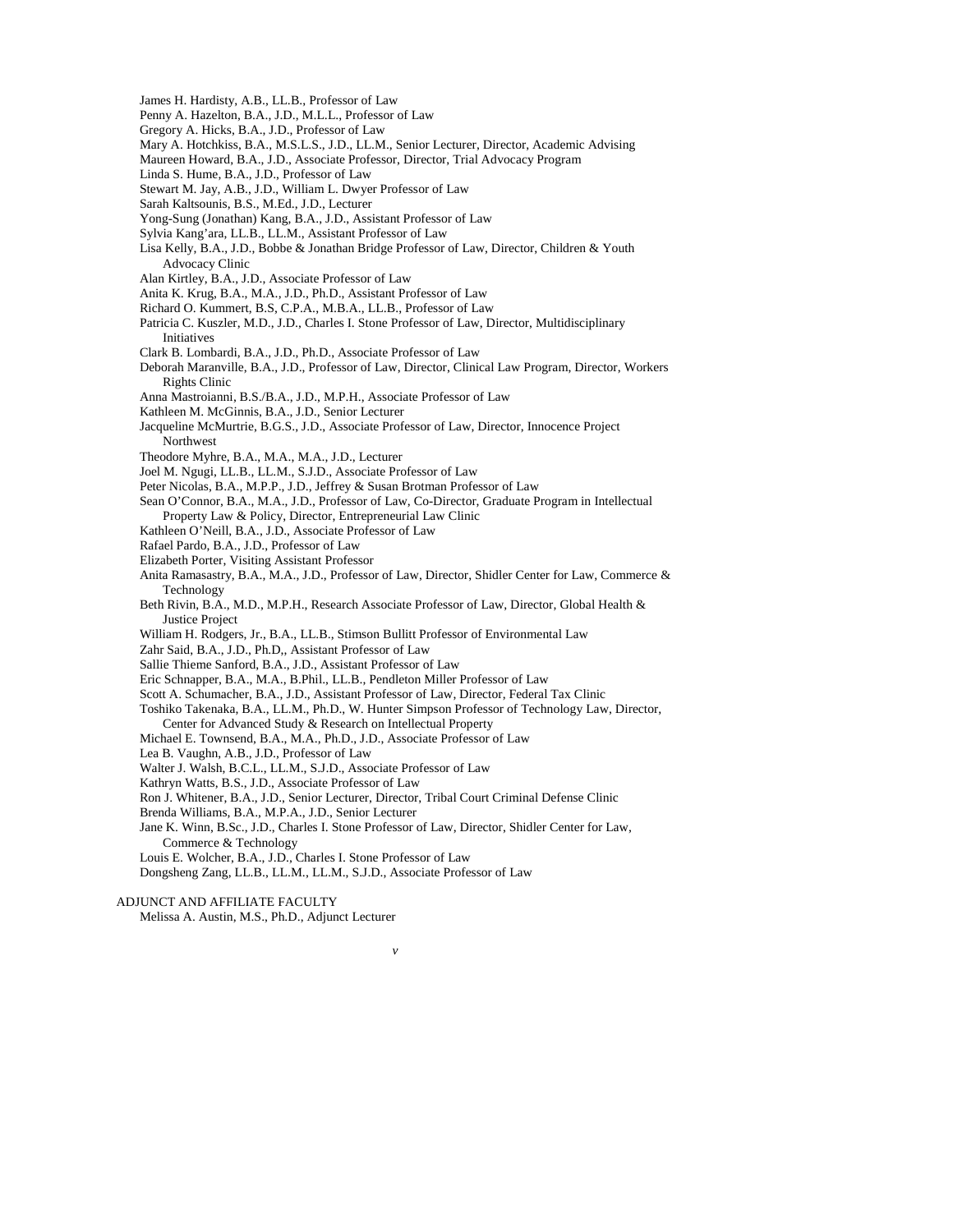James H. Hardisty, A.B., LL.B., Professor of Law
Penny A. Hazelton, B.A., J.D., M.L.L., Professor of Law
Gregory A. Hicks, B.A., J.D., Professor of Law
Mary A. Hotchkiss, B.A., M.S.L.S., J.D., LL.M., Senior Lecturer, Director, Academic Advising
Maureen Howard, B.A., J.D., Associate Professor, Director, Trial Advocacy Program
Linda S. Hume, B.A., J.D., Professor of Law
Stewart M. Jay, A.B., J.D., William L. Dwyer Professor of Law
Sarah Kaltsounis, B.S., M.Ed., J.D., Lecturer
Yong-Sung (Jonathan) Kang, B.A., J.D., Assistant Professor of Law
Sylvia Kang'ara, LL.B., LL.M., Assistant Professor of Law
Lisa Kelly, B.A., J.D., Bobbe & Jonathan Bridge Professor of Law, Director, Children & Youth Advocacy Clinic
Alan Kirtley, B.A., J.D., Associate Professor of Law
Anita K. Krug, B.A., M.A., J.D., Ph.D., Assistant Professor of Law
Richard O. Kummert, B.S, C.P.A., M.B.A., LL.B., Professor of Law
Patricia C. Kuszler, M.D., J.D., Charles I. Stone Professor of Law, Director, Multidisciplinary Initiatives
Clark B. Lombardi, B.A., J.D., Ph.D., Associate Professor of Law
Deborah Maranville, B.A., J.D., Professor of Law, Director, Clinical Law Program, Director, Workers Rights Clinic
Anna Mastroianni, B.S./B.A., J.D., M.P.H., Associate Professor of Law
Kathleen M. McGinnis, B.A., J.D., Senior Lecturer
Jacqueline McMurtrie, B.G.S., J.D., Associate Professor of Law, Director, Innocence Project Northwest
Theodore Myhre, B.A., M.A., M.A., J.D., Lecturer
Joel M. Ngugi, LL.B., LL.M., S.J.D., Associate Professor of Law
Peter Nicolas, B.A., M.P.P., J.D., Jeffrey & Susan Brotman Professor of Law
Sean O'Connor, B.A., M.A., J.D., Professor of Law, Co-Director, Graduate Program in Intellectual Property Law & Policy, Director, Entrepreneurial Law Clinic
Kathleen O'Neill, B.A., J.D., Associate Professor of Law
Rafael Pardo, B.A., J.D., Professor of Law
Elizabeth Porter, Visiting Assistant Professor
Anita Ramasastry, B.A., M.A., J.D., Professor of Law, Director, Shidler Center for Law, Commerce & Technology
Beth Rivin, B.A., M.D., M.P.H., Research Associate Professor of Law, Director, Global Health & Justice Project
William H. Rodgers, Jr., B.A., LL.B., Stimson Bullitt Professor of Environmental Law
Zahr Said, B.A., J.D., Ph.D,, Assistant Professor of Law
Sallie Thieme Sanford, B.A., J.D., Assistant Professor of Law
Eric Schnapper, B.A., M.A., B.Phil., LL.B., Pendleton Miller Professor of Law
Scott A. Schumacher, B.A., J.D., Assistant Professor of Law, Director, Federal Tax Clinic
Toshiko Takenaka, B.A., LL.M., Ph.D., W. Hunter Simpson Professor of Technology Law, Director, Center for Advanced Study & Research on Intellectual Property
Michael E. Townsend, B.A., M.A., Ph.D., J.D., Associate Professor of Law
Lea B. Vaughn, A.B., J.D., Professor of Law
Walter J. Walsh, B.C.L., LL.M., S.J.D., Associate Professor of Law
Kathryn Watts, B.S., J.D., Associate Professor of Law
Ron J. Whitener, B.A., J.D., Senior Lecturer, Director, Tribal Court Criminal Defense Clinic
Brenda Williams, B.A., M.P.A., J.D., Senior Lecturer
Jane K. Winn, B.Sc., J.D., Charles I. Stone Professor of Law, Director, Shidler Center for Law, Commerce & Technology
Louis E. Wolcher, B.A., J.D., Charles I. Stone Professor of Law
Dongsheng Zang, LL.B., LL.M., LL.M., S.J.D., Associate Professor of Law

ADJUNCT AND AFFILIATE FACULTY

Melissa A. Austin, M.S., Ph.D., Adjunct Lecturer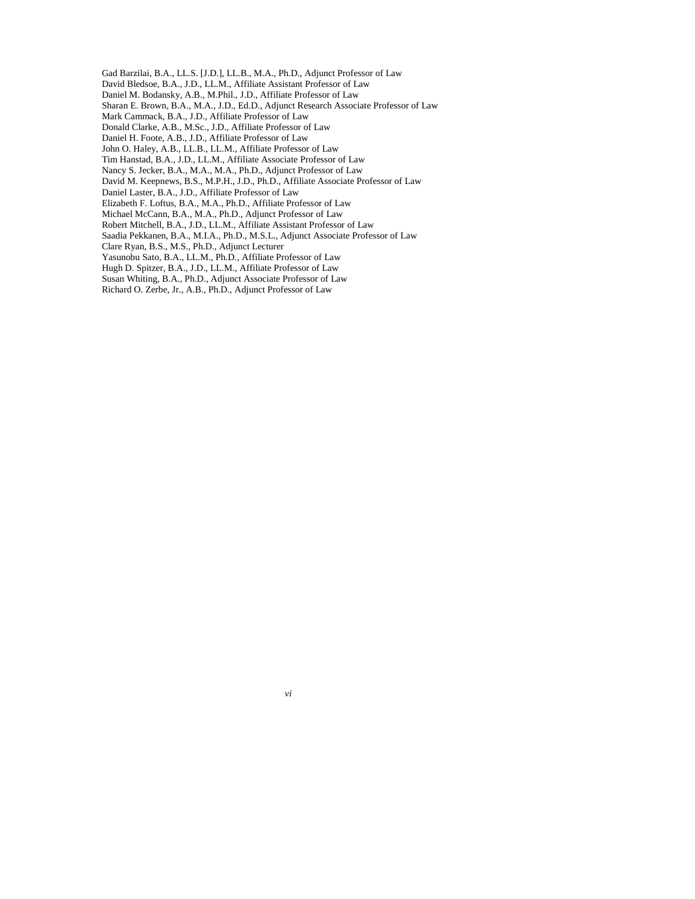Gad Barzilai, B.A., LL.S. [J.D.], LL.B., M.A., Ph.D., Adjunct Professor of Law
David Bledsoe, B.A., J.D., LL.M., Affiliate Assistant Professor of Law
Daniel M. Bodansky, A.B., M.Phil., J.D., Affiliate Professor of Law
Sharan E. Brown, B.A., M.A., J.D., Ed.D., Adjunct Research Associate Professor of Law
Mark Cammack, B.A., J.D., Affiliate Professor of Law
Donald Clarke, A.B., M.Sc., J.D., Affiliate Professor of Law
Daniel H. Foote, A.B., J.D., Affiliate Professor of Law
John O. Haley, A.B., LL.B., LL.M., Affiliate Professor of Law
Tim Hanstad, B.A., J.D., LL.M., Affiliate Associate Professor of Law
Nancy S. Jecker, B.A., M.A., M.A., Ph.D., Adjunct Professor of Law
David M. Keepnews, B.S., M.P.H., J.D., Ph.D., Affiliate Associate Professor of Law
Daniel Laster, B.A., J.D., Affiliate Professor of Law
Elizabeth F. Loftus, B.A., M.A., Ph.D., Affiliate Professor of Law
Michael McCann, B.A., M.A., Ph.D., Adjunct Professor of Law
Robert Mitchell, B.A., J.D., LL.M., Affiliate Assistant Professor of Law
Saadia Pekkanen, B.A., M.I.A., Ph.D., M.S.L., Adjunct Associate Professor of Law
Clare Ryan, B.S., M.S., Ph.D., Adjunct Lecturer
Yasunobu Sato, B.A., LL.M., Ph.D., Affiliate Professor of Law
Hugh D. Spitzer, B.A., J.D., LL.M., Affiliate Professor of Law
Susan Whiting, B.A., Ph.D., Adjunct Associate Professor of Law
Richard O. Zerbe, Jr., A.B., Ph.D., Adjunct Professor of Law